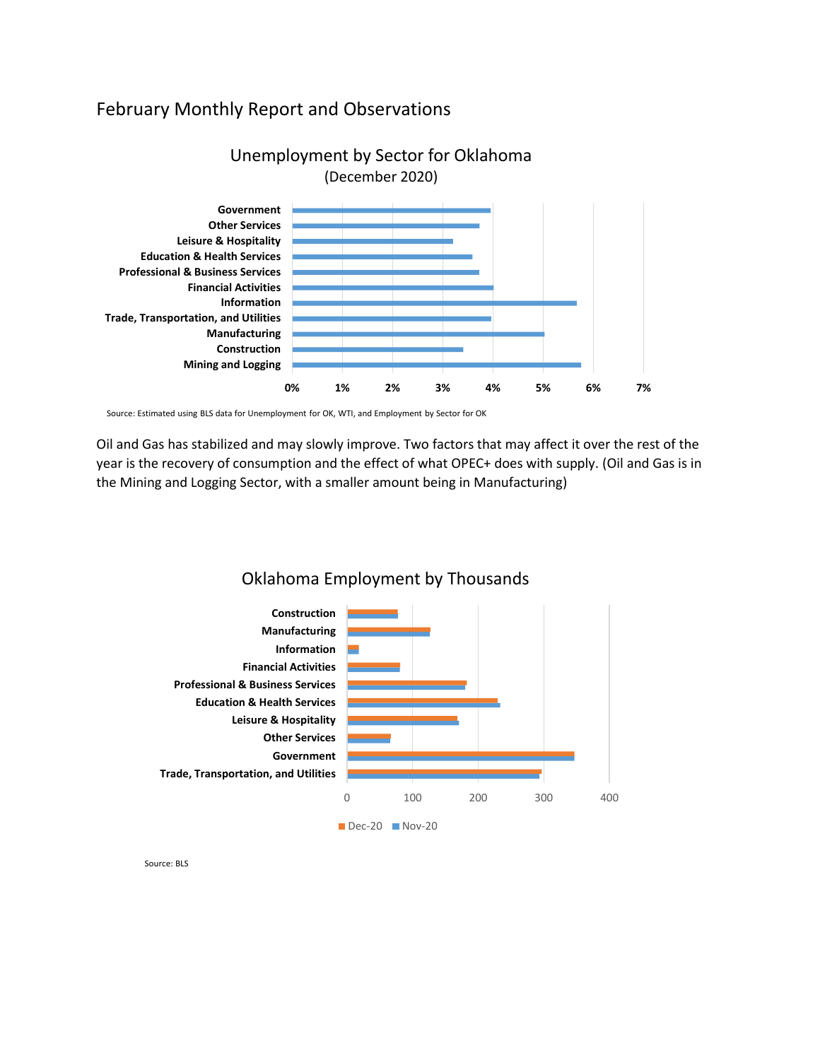# February Monthly Report and Observations

Unemployment by Sector for Oklahoma
(December 2020)

Source: Estimated using BLS data for Unemployment for OK, WTI, and Employment by Sector for OK

Oil and Gas has stabilized and may slowly improve. Two factors that may affect it over the rest of the year is the recovery of consumption and the effect of what OPEC+ does with supply. (Oil and Gas is in the Mining and Logging Sector, with a smaller amount being in Manufacturing)

Oklahoma Employment by Thousands

Source: BLS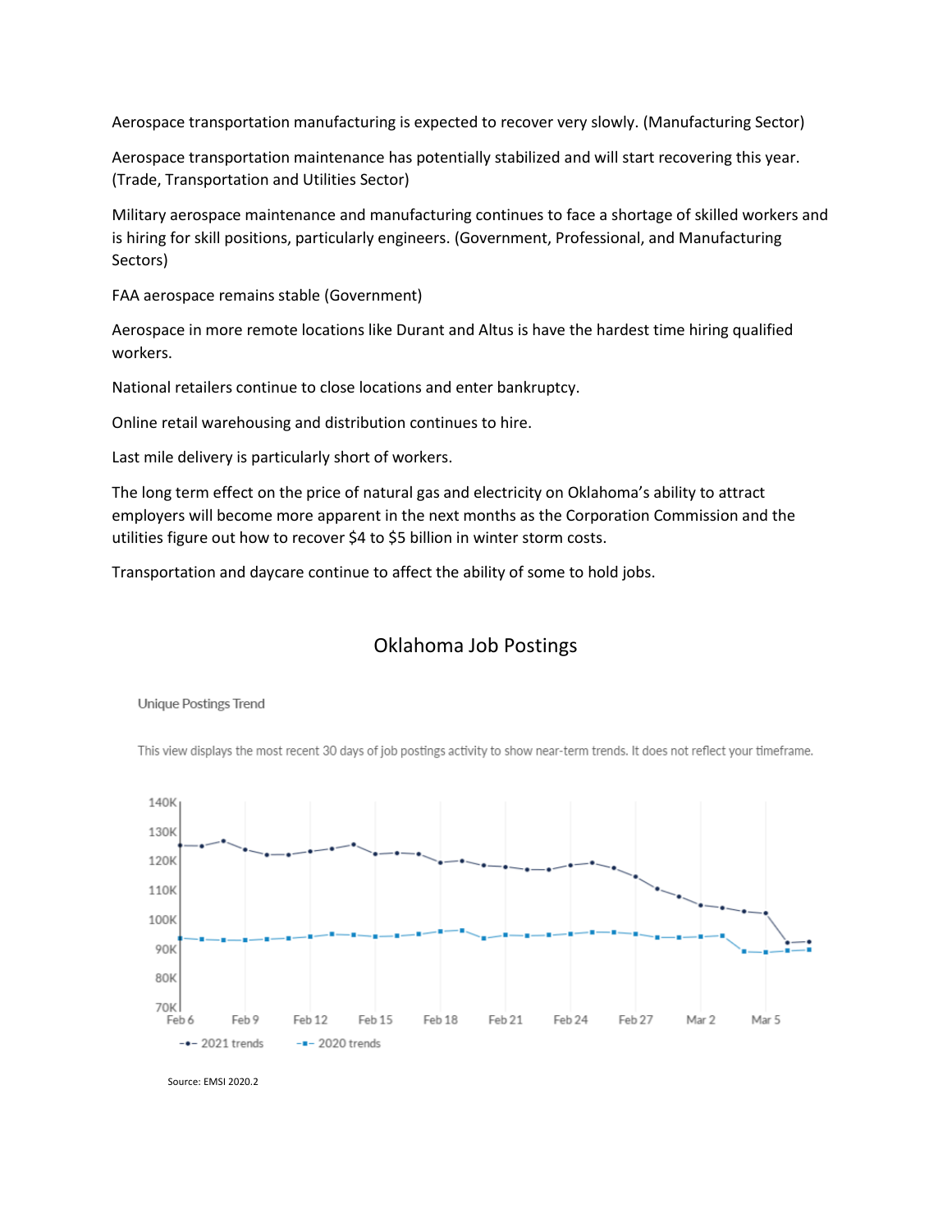Aerospace transportation manufacturing is expected to recover very slowly. (Manufacturing Sector)

Aerospace transportation maintenance has potentially stabilized and will start recovering this year. (Trade, Transportation and Utilities Sector)

Military aerospace maintenance and manufacturing continues to face a shortage of skilled workers and is hiring for skill positions, particularly engineers. (Government, Professional, and Manufacturing Sectors)

FAA aerospace remains stable (Government)

Aerospace in more remote locations like Durant and Altus is have the hardest time hiring qualified workers.

National retailers continue to close locations and enter bankruptcy.

Online retail warehousing and distribution continues to hire.

Last mile delivery is particularly short of workers.

The long term effect on the price of natural gas and electricity on Oklahoma's ability to attract employers will become more apparent in the next months as the Corporation Commission and the utilities figure out how to recover $4 to $5 billion in winter storm costs.

Transportation and daycare continue to affect the ability of some to hold jobs.

## Oklahoma Job Postings

Unique Postings Trend

This view displays the most recent 30 days of job postings activity to show near-term trends. It does not reflect your timeframe.

Source: EMSI 2020.2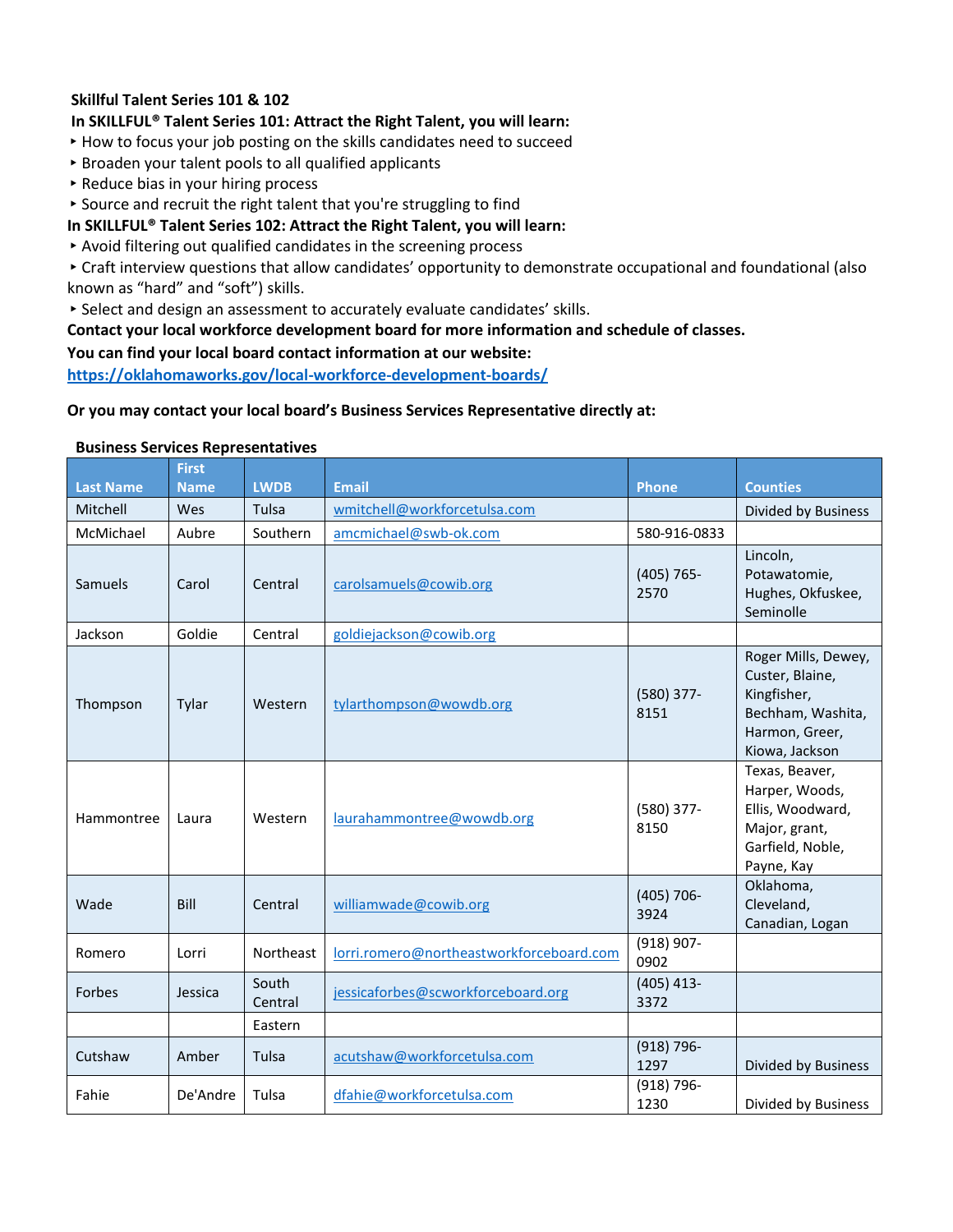**Skillful Talent Series 101 & 102**

**In SKILLFUL® Talent Series 101: Attract the Right Talent, you will learn:**

- How to focus your job posting on the skills candidates need to succeed
- Broaden your talent pools to all qualified applicants
- Reduce bias in your hiring process
- Source and recruit the right talent that you're struggling to find

**In SKILLFUL® Talent Series 102: Attract the Right Talent, you will learn:**

- Avoid filtering out qualified candidates in the screening process
- Craft interview questions that allow candidates' opportunity to demonstrate occupational and foundational (also known as "hard" and "soft") skills.
- Select and design an assessment to accurately evaluate candidates' skills.

**Contact your local workforce development board for more information and schedule of classes.**

**You can find your local board contact information at our website:**
**https://oklahomaworks.gov/local-workforce-development-boards/**

**Or you may contact your local board's Business Services Representative directly at:**

**Business Services Representatives**

| Last Name | First Name | LWDB | Email | Phone | Counties |
|---|---|---|---|---|---|
| Mitchell | Wes | Tulsa | wmitchell@workforcetulsa.com | | Divided by Business |
| McMichael | Aubre | Southern | amcmichael@swb-ok.com | 580-916-0833 | |
| Samuels | Carol | Central | carolsamuels@cowib.org | (405) 765-2570 | Lincoln, Potawatomie, Hughes, Okfuskee, Seminolle |
| Jackson | Goldie | Central | goldiejackson@cowib.org | | |
| Thompson | Tylar | Western | tylarthompson@wowdb.org | (580) 377-8151 | Roger Mills, Dewey, Custer, Blaine, Kingfisher, Bechham, Washita, Harmon, Greer, Kiowa, Jackson |
| Hammontree | Laura | Western | laurahammontree@wowdb.org | (580) 377-8150 | Texas, Beaver, Harper, Woods, Ellis, Woodward, Major, grant, Garfield, Noble, Payne, Kay |
| Wade | Bill | Central | williamwade@cowib.org | (405) 706-3924 | Oklahoma, Cleveland, Canadian, Logan |
| Romero | Lorri | Northeast | lorri.romero@northeastworkforceboard.com | (918) 907-0902 | |
| Forbes | Jessica | South Central | jessicaforbes@scworkforceboard.org | (405) 413-3372 | |
| | | Eastern | | | |
| Cutshaw | Amber | Tulsa | acutshaw@workforcetulsa.com | (918) 796-1297 | Divided by Business |
| Fahie | De'Andre | Tulsa | dfahie@workforcetulsa.com | (918) 796-1230 | Divided by Business |